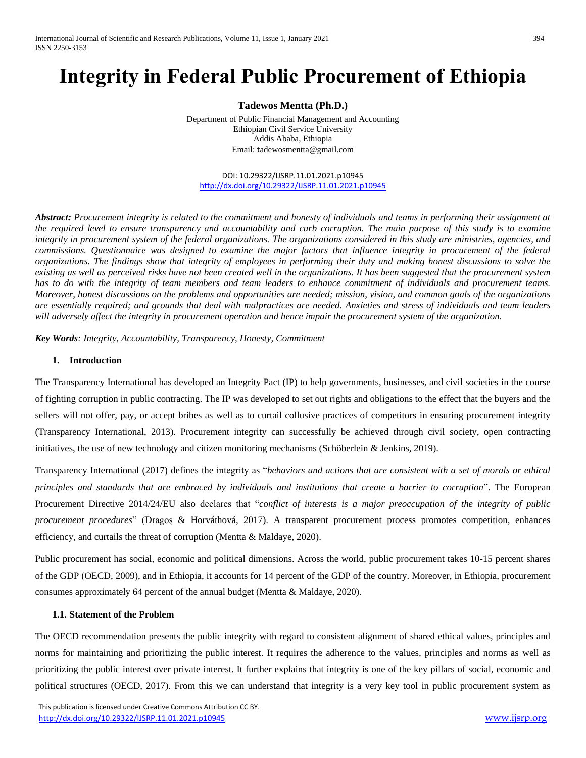# Integrity in Federal Public Procurement of Ethiopia

**Tadewos Mentta (Ph.D.)**

Department of Public Financial Management and Accounting
Ethiopian Civil Service University
Addis Ababa, Ethiopia
Email: tadewosmentta@gmail.com

DOI: 10.29322/IJSRP.11.01.2021.p10945
http://dx.doi.org/10.29322/IJSRP.11.01.2021.p10945

***Abstract:*** *Procurement integrity is related to the commitment and honesty of individuals and teams in performing their assignment at the required level to ensure transparency and accountability and curb corruption. The main purpose of this study is to examine integrity in procurement system of the federal organizations. The organizations considered in this study are ministries, agencies, and commissions. Questionnaire was designed to examine the major factors that influence integrity in procurement of the federal organizations. The findings show that integrity of employees in performing their duty and making honest discussions to solve the existing as well as perceived risks have not been created well in the organizations. It has been suggested that the procurement system has to do with the integrity of team members and team leaders to enhance commitment of individuals and procurement teams. Moreover, honest discussions on the problems and opportunities are needed; mission, vision, and common goals of the organizations are essentially required; and grounds that deal with malpractices are needed. Anxieties and stress of individuals and team leaders will adversely affect the integrity in procurement operation and hence impair the procurement system of the organization.*

***Key Words****: Integrity, Accountability, Transparency, Honesty, Commitment*

## 1. Introduction

The Transparency International has developed an Integrity Pact (IP) to help governments, businesses, and civil societies in the course of fighting corruption in public contracting. The IP was developed to set out rights and obligations to the effect that the buyers and the sellers will not offer, pay, or accept bribes as well as to curtail collusive practices of competitors in ensuring procurement integrity (Transparency International, 2013). Procurement integrity can successfully be achieved through civil society, open contracting initiatives, the use of new technology and citizen monitoring mechanisms (Schöberlein & Jenkins, 2019).

Transparency International (2017) defines the integrity as "*behaviors and actions that are consistent with a set of morals or ethical principles and standards that are embraced by individuals and institutions that create a barrier to corruption*". The European Procurement Directive 2014/24/EU also declares that "*conflict of interests is a major preoccupation of the integrity of public procurement procedures*" (Dragoş & Horváthová, 2017). A transparent procurement process promotes competition, enhances efficiency, and curtails the threat of corruption (Mentta & Maldaye, 2020).

Public procurement has social, economic and political dimensions. Across the world, public procurement takes 10-15 percent shares of the GDP (OECD, 2009), and in Ethiopia, it accounts for 14 percent of the GDP of the country. Moreover, in Ethiopia, procurement consumes approximately 64 percent of the annual budget (Mentta & Maldaye, 2020).

### 1.1. Statement of the Problem

The OECD recommendation presents the public integrity with regard to consistent alignment of shared ethical values, principles and norms for maintaining and prioritizing the public interest. It requires the adherence to the values, principles and norms as well as prioritizing the public interest over private interest. It further explains that integrity is one of the key pillars of social, economic and political structures (OECD, 2017). From this we can understand that integrity is a very key tool in public procurement system as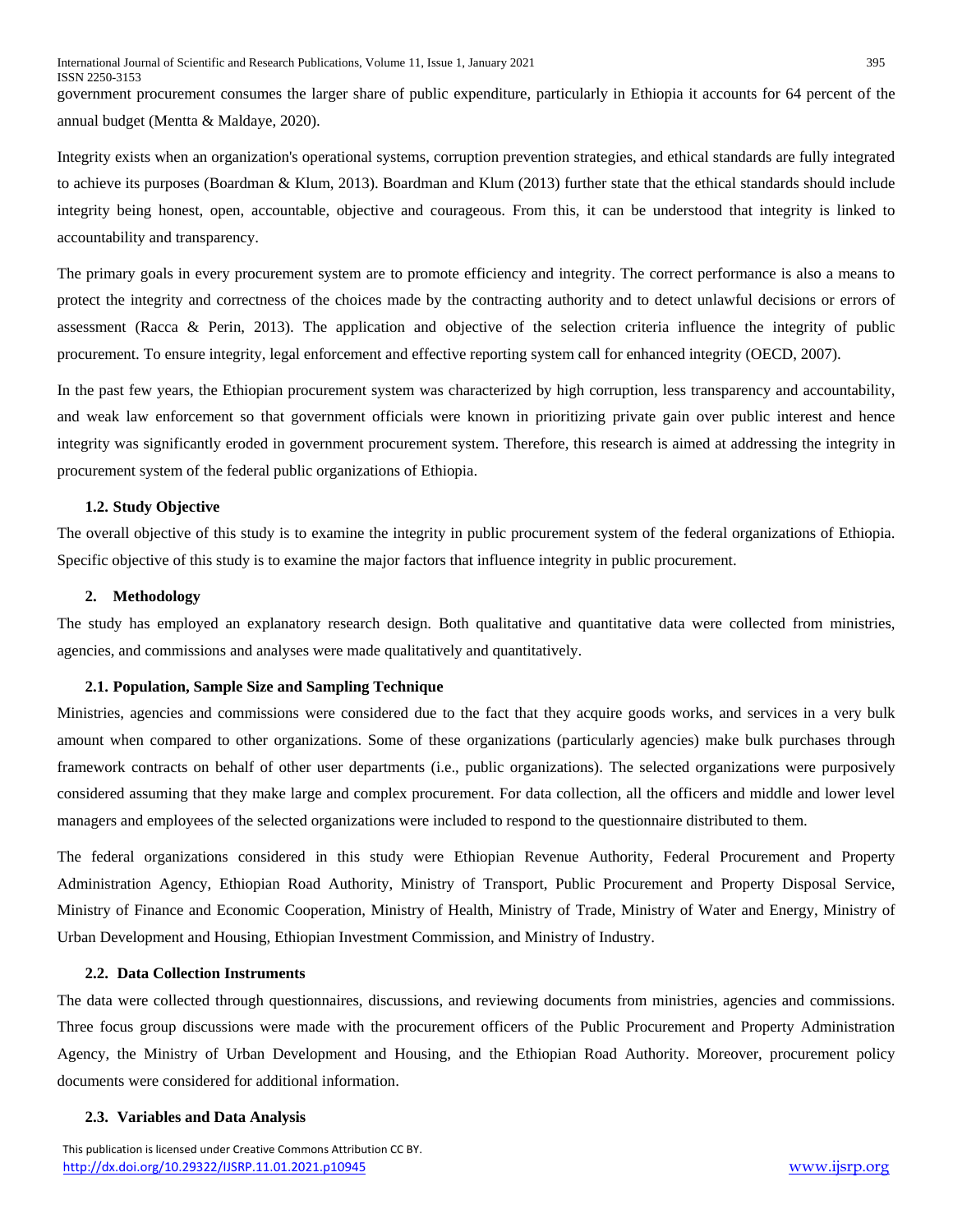government procurement consumes the larger share of public expenditure, particularly in Ethiopia it accounts for 64 percent of the annual budget (Mentta & Maldaye, 2020).

Integrity exists when an organization's operational systems, corruption prevention strategies, and ethical standards are fully integrated to achieve its purposes (Boardman & Klum, 2013). Boardman and Klum (2013) further state that the ethical standards should include integrity being honest, open, accountable, objective and courageous. From this, it can be understood that integrity is linked to accountability and transparency.

The primary goals in every procurement system are to promote efficiency and integrity. The correct performance is also a means to protect the integrity and correctness of the choices made by the contracting authority and to detect unlawful decisions or errors of assessment (Racca & Perin, 2013). The application and objective of the selection criteria influence the integrity of public procurement. To ensure integrity, legal enforcement and effective reporting system call for enhanced integrity (OECD, 2007).

In the past few years, the Ethiopian procurement system was characterized by high corruption, less transparency and accountability, and weak law enforcement so that government officials were known in prioritizing private gain over public interest and hence integrity was significantly eroded in government procurement system. Therefore, this research is aimed at addressing the integrity in procurement system of the federal public organizations of Ethiopia.

### 1.2. Study Objective

The overall objective of this study is to examine the integrity in public procurement system of the federal organizations of Ethiopia. Specific objective of this study is to examine the major factors that influence integrity in public procurement.

## 2. Methodology

The study has employed an explanatory research design. Both qualitative and quantitative data were collected from ministries, agencies, and commissions and analyses were made qualitatively and quantitatively.

### 2.1. Population, Sample Size and Sampling Technique

Ministries, agencies and commissions were considered due to the fact that they acquire goods works, and services in a very bulk amount when compared to other organizations. Some of these organizations (particularly agencies) make bulk purchases through framework contracts on behalf of other user departments (i.e., public organizations). The selected organizations were purposively considered assuming that they make large and complex procurement. For data collection, all the officers and middle and lower level managers and employees of the selected organizations were included to respond to the questionnaire distributed to them.

The federal organizations considered in this study were Ethiopian Revenue Authority, Federal Procurement and Property Administration Agency, Ethiopian Road Authority, Ministry of Transport, Public Procurement and Property Disposal Service, Ministry of Finance and Economic Cooperation, Ministry of Health, Ministry of Trade, Ministry of Water and Energy, Ministry of Urban Development and Housing, Ethiopian Investment Commission, and Ministry of Industry.

### 2.2. Data Collection Instruments

The data were collected through questionnaires, discussions, and reviewing documents from ministries, agencies and commissions. Three focus group discussions were made with the procurement officers of the Public Procurement and Property Administration Agency, the Ministry of Urban Development and Housing, and the Ethiopian Road Authority. Moreover, procurement policy documents were considered for additional information.

### 2.3. Variables and Data Analysis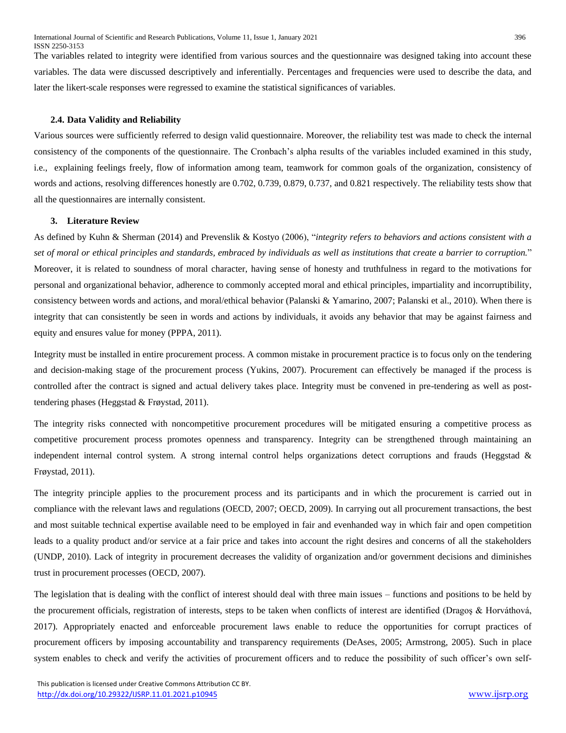The variables related to integrity were identified from various sources and the questionnaire was designed taking into account these variables. The data were discussed descriptively and inferentially. Percentages and frequencies were used to describe the data, and later the likert-scale responses were regressed to examine the statistical significances of variables.

### 2.4. Data Validity and Reliability

Various sources were sufficiently referred to design valid questionnaire. Moreover, the reliability test was made to check the internal consistency of the components of the questionnaire. The Cronbach's alpha results of the variables included examined in this study, i.e., explaining feelings freely, flow of information among team, teamwork for common goals of the organization, consistency of words and actions, resolving differences honestly are 0.702, 0.739, 0.879, 0.737, and 0.821 respectively. The reliability tests show that all the questionnaires are internally consistent.

## 3. Literature Review

As defined by Kuhn & Sherman (2014) and Prevenslik & Kostyo (2006), "*integrity refers to behaviors and actions consistent with a set of moral or ethical principles and standards, embraced by individuals as well as institutions that create a barrier to corruption.*" Moreover, it is related to soundness of moral character, having sense of honesty and truthfulness in regard to the motivations for personal and organizational behavior, adherence to commonly accepted moral and ethical principles, impartiality and incorruptibility, consistency between words and actions, and moral/ethical behavior (Palanski & Yamarino, 2007; Palanski et al., 2010). When there is integrity that can consistently be seen in words and actions by individuals, it avoids any behavior that may be against fairness and equity and ensures value for money (PPPA, 2011).

Integrity must be installed in entire procurement process. A common mistake in procurement practice is to focus only on the tendering and decision-making stage of the procurement process (Yukins, 2007). Procurement can effectively be managed if the process is controlled after the contract is signed and actual delivery takes place. Integrity must be convened in pre-tendering as well as post-tendering phases (Heggstad & Frøystad, 2011).

The integrity risks connected with noncompetitive procurement procedures will be mitigated ensuring a competitive process as competitive procurement process promotes openness and transparency. Integrity can be strengthened through maintaining an independent internal control system. A strong internal control helps organizations detect corruptions and frauds (Heggstad & Frøystad, 2011).

The integrity principle applies to the procurement process and its participants and in which the procurement is carried out in compliance with the relevant laws and regulations (OECD, 2007; OECD, 2009). In carrying out all procurement transactions, the best and most suitable technical expertise available need to be employed in fair and evenhanded way in which fair and open competition leads to a quality product and/or service at a fair price and takes into account the right desires and concerns of all the stakeholders (UNDP, 2010). Lack of integrity in procurement decreases the validity of organization and/or government decisions and diminishes trust in procurement processes (OECD, 2007).

The legislation that is dealing with the conflict of interest should deal with three main issues – functions and positions to be held by the procurement officials, registration of interests, steps to be taken when conflicts of interest are identified (Dragoş & Horváthová, 2017). Appropriately enacted and enforceable procurement laws enable to reduce the opportunities for corrupt practices of procurement officers by imposing accountability and transparency requirements (DeAses, 2005; Armstrong, 2005). Such in place system enables to check and verify the activities of procurement officers and to reduce the possibility of such officer's own self-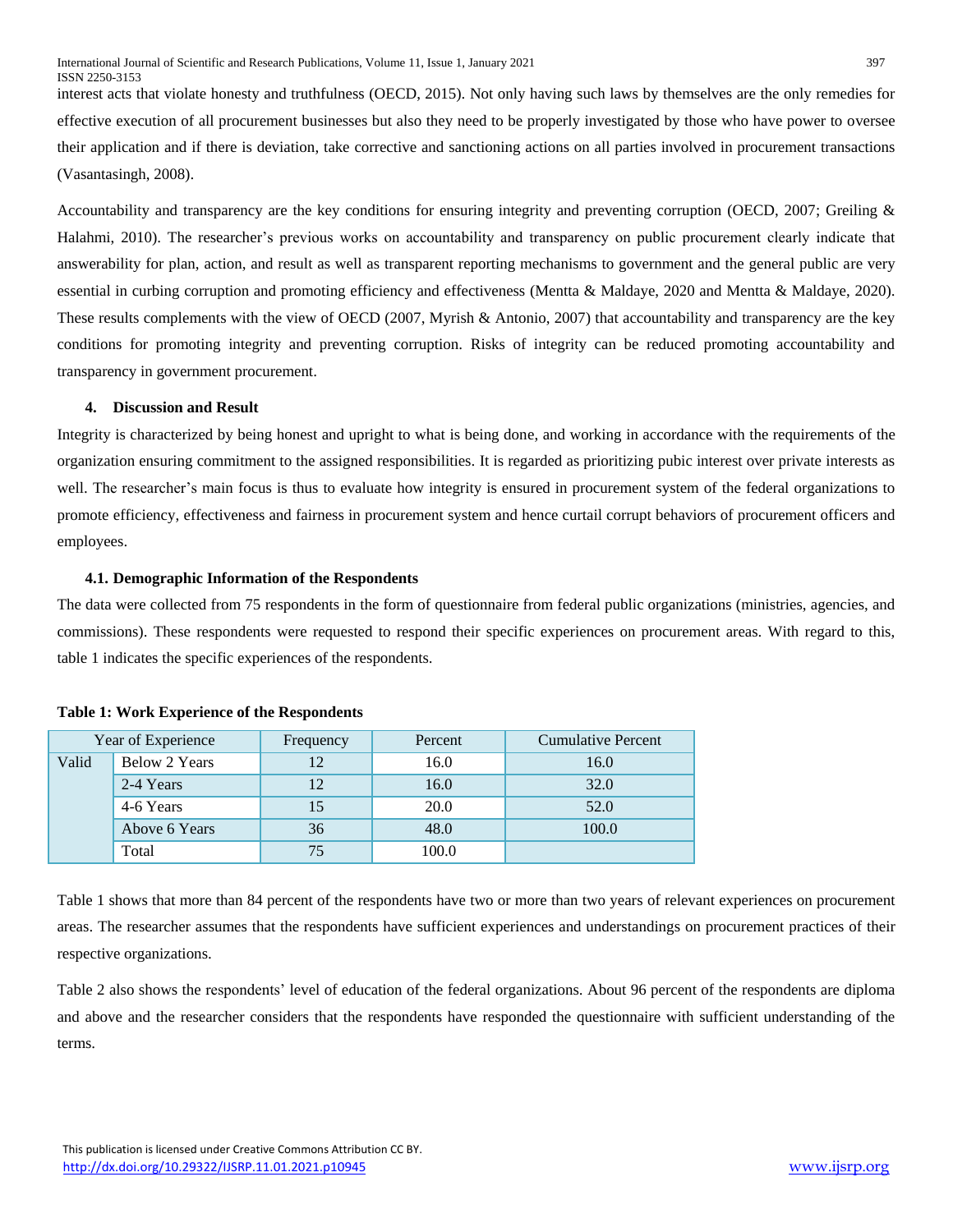interest acts that violate honesty and truthfulness (OECD, 2015). Not only having such laws by themselves are the only remedies for effective execution of all procurement businesses but also they need to be properly investigated by those who have power to oversee their application and if there is deviation, take corrective and sanctioning actions on all parties involved in procurement transactions (Vasantasingh, 2008).

Accountability and transparency are the key conditions for ensuring integrity and preventing corruption (OECD, 2007; Greiling & Halahmi, 2010). The researcher's previous works on accountability and transparency on public procurement clearly indicate that answerability for plan, action, and result as well as transparent reporting mechanisms to government and the general public are very essential in curbing corruption and promoting efficiency and effectiveness (Mentta & Maldaye, 2020 and Mentta & Maldaye, 2020). These results complements with the view of OECD (2007, Myrish & Antonio, 2007) that accountability and transparency are the key conditions for promoting integrity and preventing corruption. Risks of integrity can be reduced promoting accountability and transparency in government procurement.

## 4. Discussion and Result

Integrity is characterized by being honest and upright to what is being done, and working in accordance with the requirements of the organization ensuring commitment to the assigned responsibilities. It is regarded as prioritizing pubic interest over private interests as well. The researcher's main focus is thus to evaluate how integrity is ensured in procurement system of the federal organizations to promote efficiency, effectiveness and fairness in procurement system and hence curtail corrupt behaviors of procurement officers and employees.

### 4.1. Demographic Information of the Respondents

The data were collected from 75 respondents in the form of questionnaire from federal public organizations (ministries, agencies, and commissions). These respondents were requested to respond their specific experiences on procurement areas. With regard to this, table 1 indicates the specific experiences of the respondents.

**Table 1: Work Experience of the Respondents**

| Year of Experience | | Frequency | Percent | Cumulative Percent |
|---|---|---|---|---|
| Valid | Below 2 Years | 12 | 16.0 | 16.0 |
| | 2-4 Years | 12 | 16.0 | 32.0 |
| | 4-6 Years | 15 | 20.0 | 52.0 |
| | Above 6 Years | 36 | 48.0 | 100.0 |
| | Total | 75 | 100.0 | |

Table 1 shows that more than 84 percent of the respondents have two or more than two years of relevant experiences on procurement areas. The researcher assumes that the respondents have sufficient experiences and understandings on procurement practices of their respective organizations.

Table 2 also shows the respondents' level of education of the federal organizations. About 96 percent of the respondents are diploma and above and the researcher considers that the respondents have responded the questionnaire with sufficient understanding of the terms.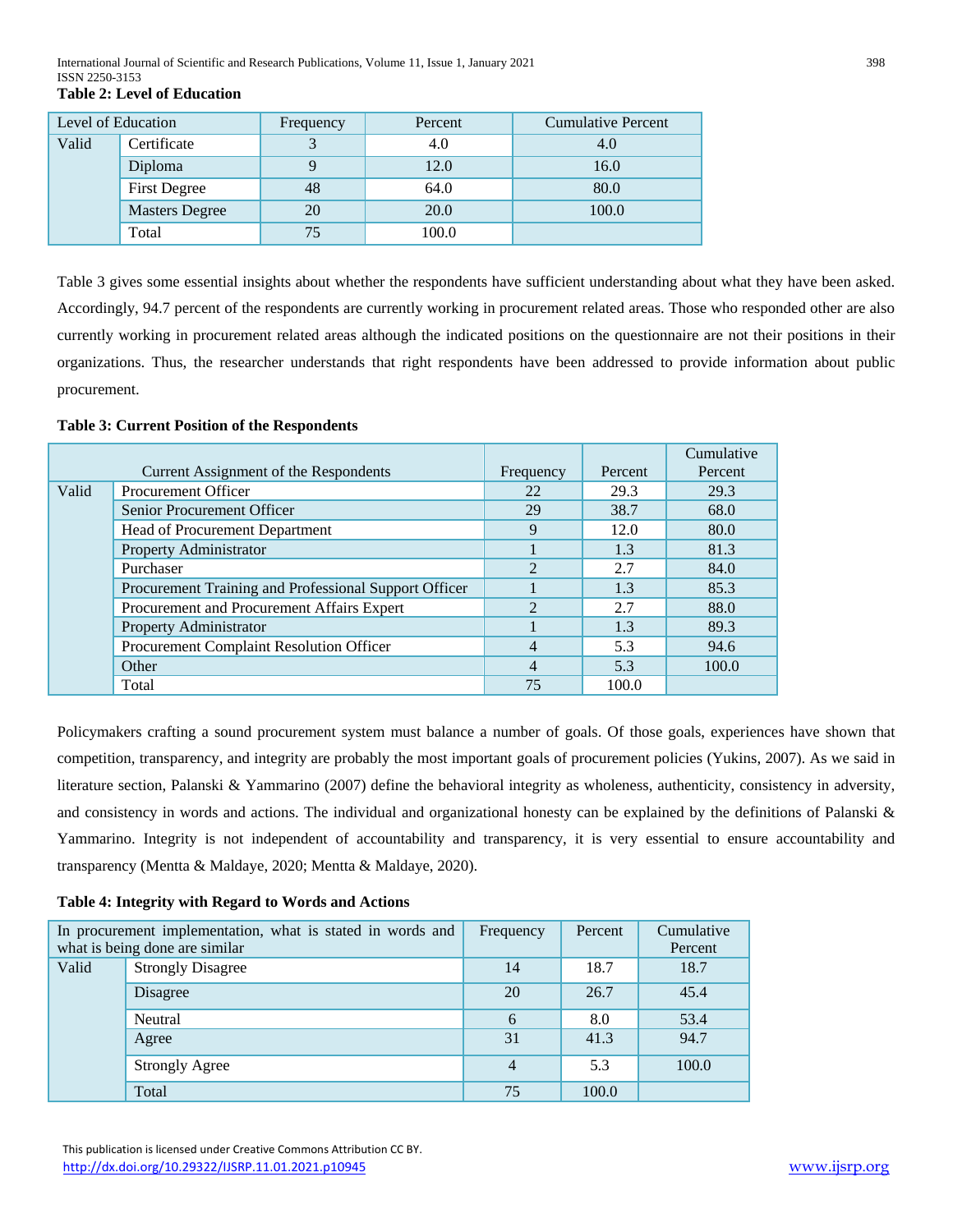**Table 2: Level of Education**

| Level of Education | | Frequency | Percent | Cumulative Percent |
|---|---|---|---|---|
| Valid | Certificate | 3 | 4.0 | 4.0 |
| | Diploma | 9 | 12.0 | 16.0 |
| | First Degree | 48 | 64.0 | 80.0 |
| | Masters Degree | 20 | 20.0 | 100.0 |
| | Total | 75 | 100.0 | |

Table 3 gives some essential insights about whether the respondents have sufficient understanding about what they have been asked. Accordingly, 94.7 percent of the respondents are currently working in procurement related areas. Those who responded other are also currently working in procurement related areas although the indicated positions on the questionnaire are not their positions in their organizations. Thus, the researcher understands that right respondents have been addressed to provide information about public procurement.

**Table 3: Current Position of the Respondents**

| Current Assignment of the Respondents | | Frequency | Percent | Cumulative Percent |
|---|---|---|---|---|
| Valid | Procurement Officer | 22 | 29.3 | 29.3 |
| | Senior Procurement Officer | 29 | 38.7 | 68.0 |
| | Head of Procurement Department | 9 | 12.0 | 80.0 |
| | Property Administrator | 1 | 1.3 | 81.3 |
| | Purchaser | 2 | 2.7 | 84.0 |
| | Procurement Training and Professional Support Officer | 1 | 1.3 | 85.3 |
| | Procurement and Procurement Affairs Expert | 2 | 2.7 | 88.0 |
| | Property Administrator | 1 | 1.3 | 89.3 |
| | Procurement Complaint Resolution Officer | 4 | 5.3 | 94.6 |
| | Other | 4 | 5.3 | 100.0 |
| | Total | 75 | 100.0 | |

Policymakers crafting a sound procurement system must balance a number of goals. Of those goals, experiences have shown that competition, transparency, and integrity are probably the most important goals of procurement policies (Yukins, 2007). As we said in literature section, Palanski & Yammarino (2007) define the behavioral integrity as wholeness, authenticity, consistency in adversity, and consistency in words and actions. The individual and organizational honesty can be explained by the definitions of Palanski & Yammarino. Integrity is not independent of accountability and transparency, it is very essential to ensure accountability and transparency (Mentta & Maldaye, 2020; Mentta & Maldaye, 2020).

**Table 4: Integrity with Regard to Words and Actions**

| In procurement implementation, what is stated in words and what is being done are similar | | Frequency | Percent | Cumulative Percent |
|---|---|---|---|---|
| Valid | Strongly Disagree | 14 | 18.7 | 18.7 |
| | Disagree | 20 | 26.7 | 45.4 |
| | Neutral | 6 | 8.0 | 53.4 |
| | Agree | 31 | 41.3 | 94.7 |
| | Strongly Agree | 4 | 5.3 | 100.0 |
| | Total | 75 | 100.0 | |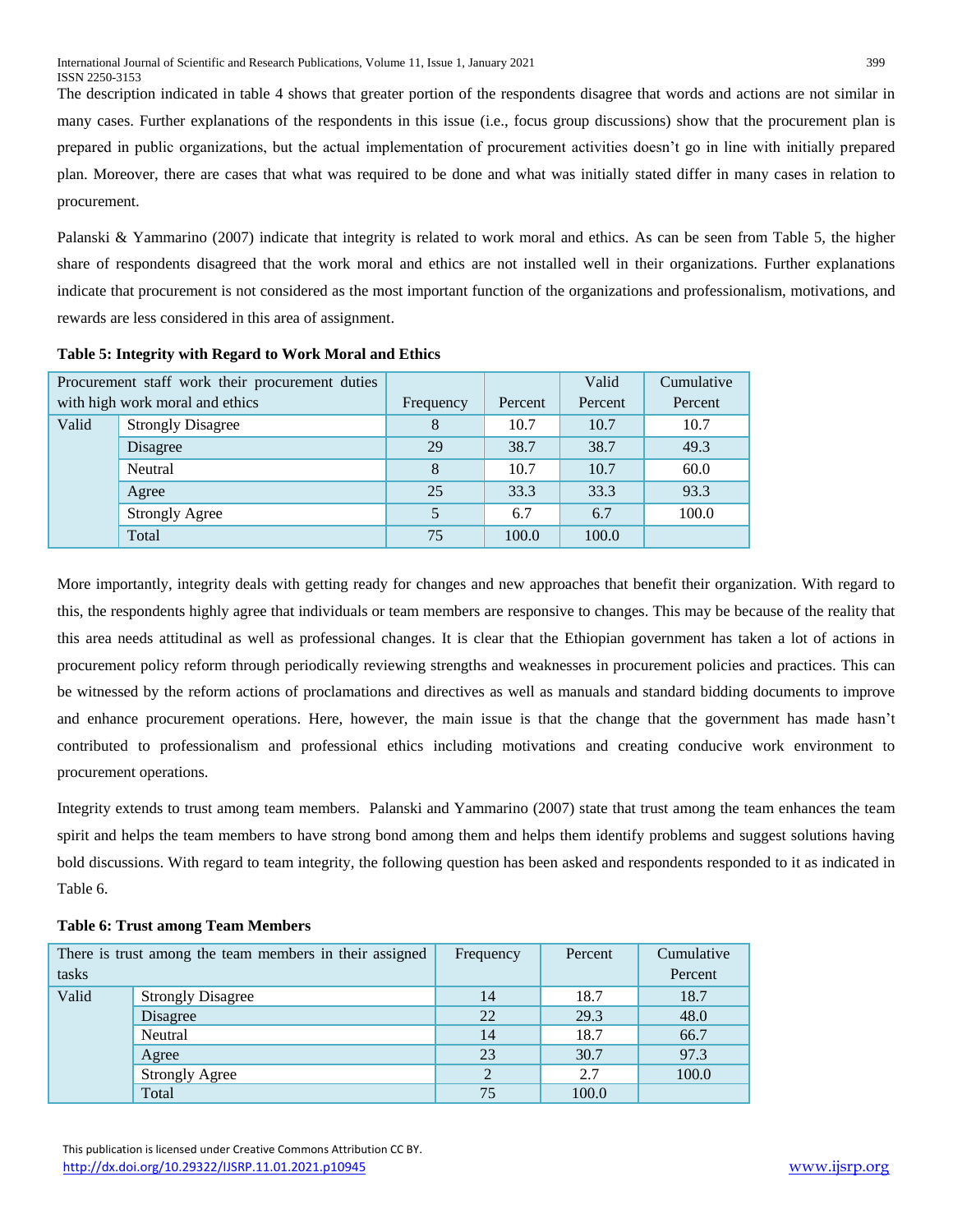The description indicated in table 4 shows that greater portion of the respondents disagree that words and actions are not similar in many cases. Further explanations of the respondents in this issue (i.e., focus group discussions) show that the procurement plan is prepared in public organizations, but the actual implementation of procurement activities doesn't go in line with initially prepared plan. Moreover, there are cases that what was required to be done and what was initially stated differ in many cases in relation to procurement.

Palanski & Yammarino (2007) indicate that integrity is related to work moral and ethics. As can be seen from Table 5, the higher share of respondents disagreed that the work moral and ethics are not installed well in their organizations. Further explanations indicate that procurement is not considered as the most important function of the organizations and professionalism, motivations, and rewards are less considered in this area of assignment.

**Table 5: Integrity with Regard to Work Moral and Ethics**

| Procurement staff work their procurement duties with high work moral and ethics | | Frequency | Percent | Valid Percent | Cumulative Percent |
|---|---|---|---|---|---|
| Valid | Strongly Disagree | 8 | 10.7 | 10.7 | 10.7 |
| | Disagree | 29 | 38.7 | 38.7 | 49.3 |
| | Neutral | 8 | 10.7 | 10.7 | 60.0 |
| | Agree | 25 | 33.3 | 33.3 | 93.3 |
| | Strongly Agree | 5 | 6.7 | 6.7 | 100.0 |
| | Total | 75 | 100.0 | 100.0 | |

More importantly, integrity deals with getting ready for changes and new approaches that benefit their organization. With regard to this, the respondents highly agree that individuals or team members are responsive to changes. This may be because of the reality that this area needs attitudinal as well as professional changes. It is clear that the Ethiopian government has taken a lot of actions in procurement policy reform through periodically reviewing strengths and weaknesses in procurement policies and practices. This can be witnessed by the reform actions of proclamations and directives as well as manuals and standard bidding documents to improve and enhance procurement operations. Here, however, the main issue is that the change that the government has made hasn't contributed to professionalism and professional ethics including motivations and creating conducive work environment to procurement operations.

Integrity extends to trust among team members. Palanski and Yammarino (2007) state that trust among the team enhances the team spirit and helps the team members to have strong bond among them and helps them identify problems and suggest solutions having bold discussions. With regard to team integrity, the following question has been asked and respondents responded to it as indicated in Table 6.

**Table 6: Trust among Team Members**

| There is trust among the team members in their assigned tasks | | Frequency | Percent | Cumulative Percent |
|---|---|---|---|---|
| Valid | Strongly Disagree | 14 | 18.7 | 18.7 |
| | Disagree | 22 | 29.3 | 48.0 |
| | Neutral | 14 | 18.7 | 66.7 |
| | Agree | 23 | 30.7 | 97.3 |
| | Strongly Agree | 2 | 2.7 | 100.0 |
| | Total | 75 | 100.0 | |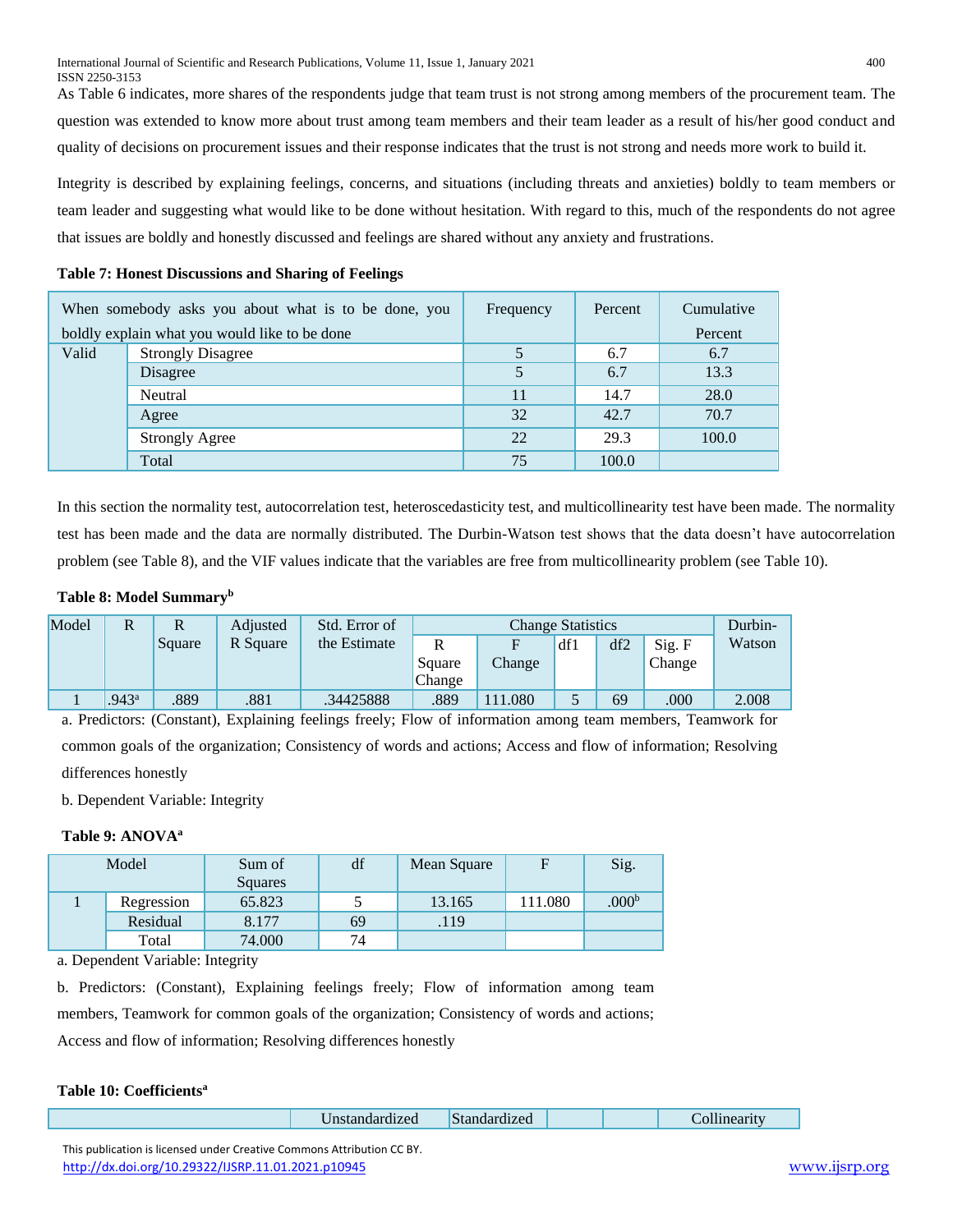As Table 6 indicates, more shares of the respondents judge that team trust is not strong among members of the procurement team. The question was extended to know more about trust among team members and their team leader as a result of his/her good conduct and quality of decisions on procurement issues and their response indicates that the trust is not strong and needs more work to build it.

Integrity is described by explaining feelings, concerns, and situations (including threats and anxieties) boldly to team members or team leader and suggesting what would like to be done without hesitation. With regard to this, much of the respondents do not agree that issues are boldly and honestly discussed and feelings are shared without any anxiety and frustrations.

**Table 7: Honest Discussions and Sharing of Feelings**

| When somebody asks you about what is to be done, you boldly explain what you would like to be done | | Frequency | Percent | Cumulative Percent |
|---|---|---|---|---|
| Valid | Strongly Disagree | 5 | 6.7 | 6.7 |
| | Disagree | 5 | 6.7 | 13.3 |
| | Neutral | 11 | 14.7 | 28.0 |
| | Agree | 32 | 42.7 | 70.7 |
| | Strongly Agree | 22 | 29.3 | 100.0 |
| | Total | 75 | 100.0 | |

In this section the normality test, autocorrelation test, heteroscedasticity test, and multicollinearity test have been made. The normality test has been made and the data are normally distributed. The Durbin-Watson test shows that the data doesn't have autocorrelation problem (see Table 8), and the VIF values indicate that the variables are free from multicollinearity problem (see Table 10).

**Table 8: Model Summary[b]**

| Model | R | R Square | Adjusted R Square | Std. Error of the Estimate | Change Statistics | | | | | Durbin-Watson |
|---|---|---|---|---|---|---|---|---|---|---|
| | | | | | R Square Change | F Change | df1 | df2 | Sig. F Change | |
| 1 | .943[a] | .889 | .881 | .34425888 | .889 | 111.080 | 5 | 69 | .000 | 2.008 |

a. Predictors: (Constant), Explaining feelings freely; Flow of information among team members, Teamwork for common goals of the organization; Consistency of words and actions; Access and flow of information; Resolving differences honestly

b. Dependent Variable: Integrity

**Table 9: ANOVA[a]**

| Model | | Sum of Squares | df | Mean Square | F | Sig. |
|---|---|---|---|---|---|---|
| 1 | Regression | 65.823 | 5 | 13.165 | 111.080 | .000[b] |
| | Residual | 8.177 | 69 | .119 | | |
| | Total | 74.000 | 74 | | | |

a. Dependent Variable: Integrity

b. Predictors: (Constant), Explaining feelings freely; Flow of information among team members, Teamwork for common goals of the organization; Consistency of words and actions; Access and flow of information; Resolving differences honestly

**Table 10: Coefficients[a]**

| | Unstandardized | Standardized | | | Collinearity |
|---|---|---|---|---|---|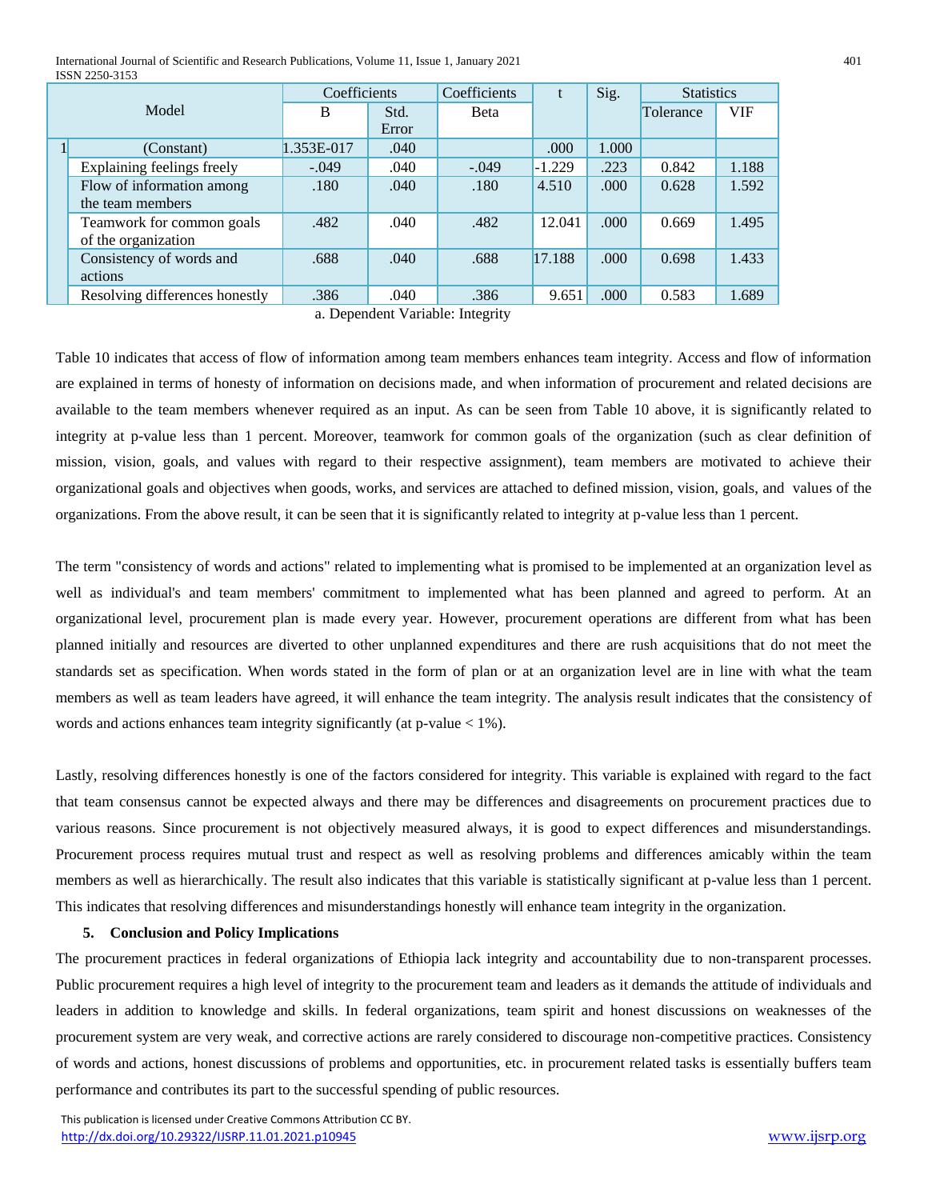| Model | | Coefficients | | Coefficients | t | Sig. | Statistics | |
|---|---|---|---|---|---|---|---|---|
| | | B | Std. Error | Beta | | | Tolerance | VIF |
| 1 | (Constant) | 1.353E-017 | .040 | | .000 | 1.000 | | |
| | Explaining feelings freely | -.049 | .040 | -.049 | -1.229 | .223 | 0.842 | 1.188 |
| | Flow of information among the team members | .180 | .040 | .180 | 4.510 | .000 | 0.628 | 1.592 |
| | Teamwork for common goals of the organization | .482 | .040 | .482 | 12.041 | .000 | 0.669 | 1.495 |
| | Consistency of words and actions | .688 | .040 | .688 | 17.188 | .000 | 0.698 | 1.433 |
| | Resolving differences honestly | .386 | .040 | .386 | 9.651 | .000 | 0.583 | 1.689 |

a. Dependent Variable: Integrity

Table 10 indicates that access of flow of information among team members enhances team integrity. Access and flow of information are explained in terms of honesty of information on decisions made, and when information of procurement and related decisions are available to the team members whenever required as an input. As can be seen from Table 10 above, it is significantly related to integrity at p-value less than 1 percent. Moreover, teamwork for common goals of the organization (such as clear definition of mission, vision, goals, and values with regard to their respective assignment), team members are motivated to achieve their organizational goals and objectives when goods, works, and services are attached to defined mission, vision, goals, and values of the organizations. From the above result, it can be seen that it is significantly related to integrity at p-value less than 1 percent.

The term "consistency of words and actions" related to implementing what is promised to be implemented at an organization level as well as individual's and team members' commitment to implemented what has been planned and agreed to perform. At an organizational level, procurement plan is made every year. However, procurement operations are different from what has been planned initially and resources are diverted to other unplanned expenditures and there are rush acquisitions that do not meet the standards set as specification. When words stated in the form of plan or at an organization level are in line with what the team members as well as team leaders have agreed, it will enhance the team integrity. The analysis result indicates that the consistency of words and actions enhances team integrity significantly (at p-value < 1%).

Lastly, resolving differences honestly is one of the factors considered for integrity. This variable is explained with regard to the fact that team consensus cannot be expected always and there may be differences and disagreements on procurement practices due to various reasons. Since procurement is not objectively measured always, it is good to expect differences and misunderstandings. Procurement process requires mutual trust and respect as well as resolving problems and differences amicably within the team members as well as hierarchically. The result also indicates that this variable is statistically significant at p-value less than 1 percent. This indicates that resolving differences and misunderstandings honestly will enhance team integrity in the organization.

## 5. Conclusion and Policy Implications

The procurement practices in federal organizations of Ethiopia lack integrity and accountability due to non-transparent processes. Public procurement requires a high level of integrity to the procurement team and leaders as it demands the attitude of individuals and leaders in addition to knowledge and skills. In federal organizations, team spirit and honest discussions on weaknesses of the procurement system are very weak, and corrective actions are rarely considered to discourage non-competitive practices. Consistency of words and actions, honest discussions of problems and opportunities, etc. in procurement related tasks is essentially buffers team performance and contributes its part to the successful spending of public resources.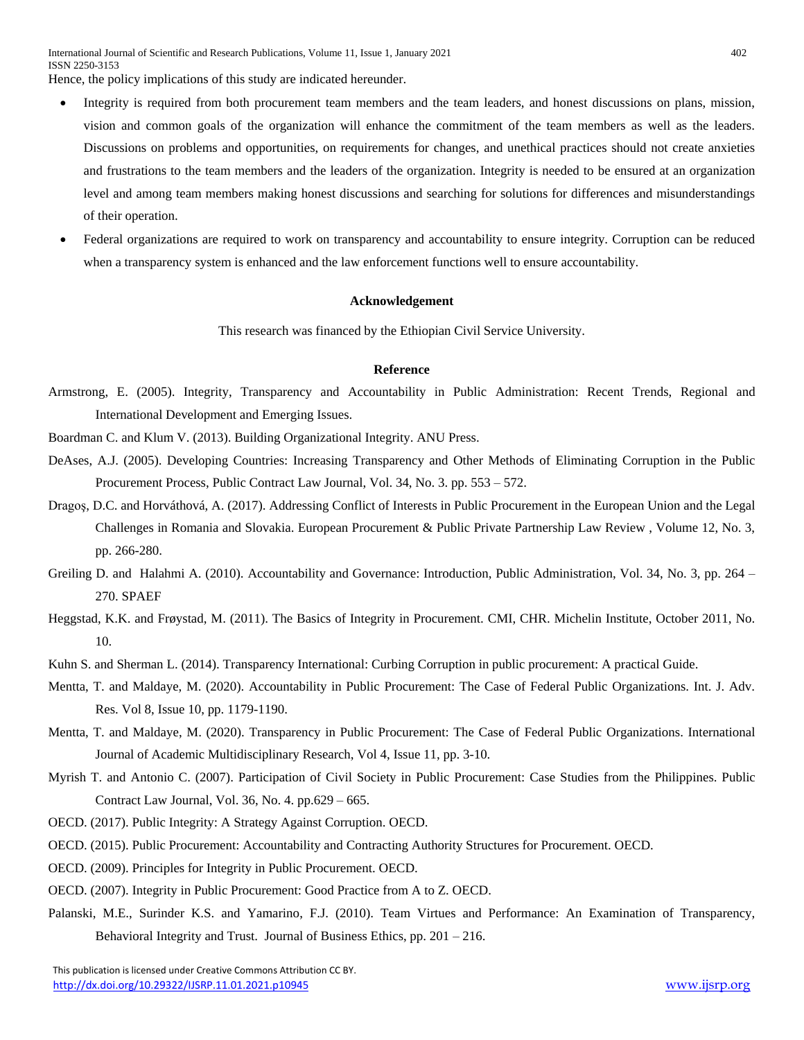Hence, the policy implications of this study are indicated hereunder.

- Integrity is required from both procurement team members and the team leaders, and honest discussions on plans, mission, vision and common goals of the organization will enhance the commitment of the team members as well as the leaders. Discussions on problems and opportunities, on requirements for changes, and unethical practices should not create anxieties and frustrations to the team members and the leaders of the organization. Integrity is needed to be ensured at an organization level and among team members making honest discussions and searching for solutions for differences and misunderstandings of their operation.
- Federal organizations are required to work on transparency and accountability to ensure integrity. Corruption can be reduced when a transparency system is enhanced and the law enforcement functions well to ensure accountability.

## Acknowledgement

This research was financed by the Ethiopian Civil Service University.

## Reference

Armstrong, E. (2005). Integrity, Transparency and Accountability in Public Administration: Recent Trends, Regional and International Development and Emerging Issues.

Boardman C. and Klum V. (2013). Building Organizational Integrity. ANU Press.

DeAses, A.J. (2005). Developing Countries: Increasing Transparency and Other Methods of Eliminating Corruption in the Public Procurement Process, Public Contract Law Journal, Vol. 34, No. 3. pp. 553 – 572.

Dragoş, D.C. and Horváthová, A. (2017). Addressing Conflict of Interests in Public Procurement in the European Union and the Legal Challenges in Romania and Slovakia. European Procurement & Public Private Partnership Law Review , Volume 12, No. 3, pp. 266-280.

Greiling D. and Halahmi A. (2010). Accountability and Governance: Introduction, Public Administration, Vol. 34, No. 3, pp. 264 – 270. SPAEF

Heggstad, K.K. and Frøystad, M. (2011). The Basics of Integrity in Procurement. CMI, CHR. Michelin Institute, October 2011, No. 10.

Kuhn S. and Sherman L. (2014). Transparency International: Curbing Corruption in public procurement: A practical Guide.

Mentta, T. and Maldaye, M. (2020). Accountability in Public Procurement: The Case of Federal Public Organizations. Int. J. Adv. Res. Vol 8, Issue 10, pp. 1179-1190.

Mentta, T. and Maldaye, M. (2020). Transparency in Public Procurement: The Case of Federal Public Organizations. International Journal of Academic Multidisciplinary Research, Vol 4, Issue 11, pp. 3-10.

Myrish T. and Antonio C. (2007). Participation of Civil Society in Public Procurement: Case Studies from the Philippines. Public Contract Law Journal, Vol. 36, No. 4. pp.629 – 665.

OECD. (2017). Public Integrity: A Strategy Against Corruption. OECD.

OECD. (2015). Public Procurement: Accountability and Contracting Authority Structures for Procurement. OECD.

OECD. (2009). Principles for Integrity in Public Procurement. OECD.

OECD. (2007). Integrity in Public Procurement: Good Practice from A to Z. OECD.

Palanski, M.E., Surinder K.S. and Yamarino, F.J. (2010). Team Virtues and Performance: An Examination of Transparency, Behavioral Integrity and Trust. Journal of Business Ethics, pp. 201 – 216.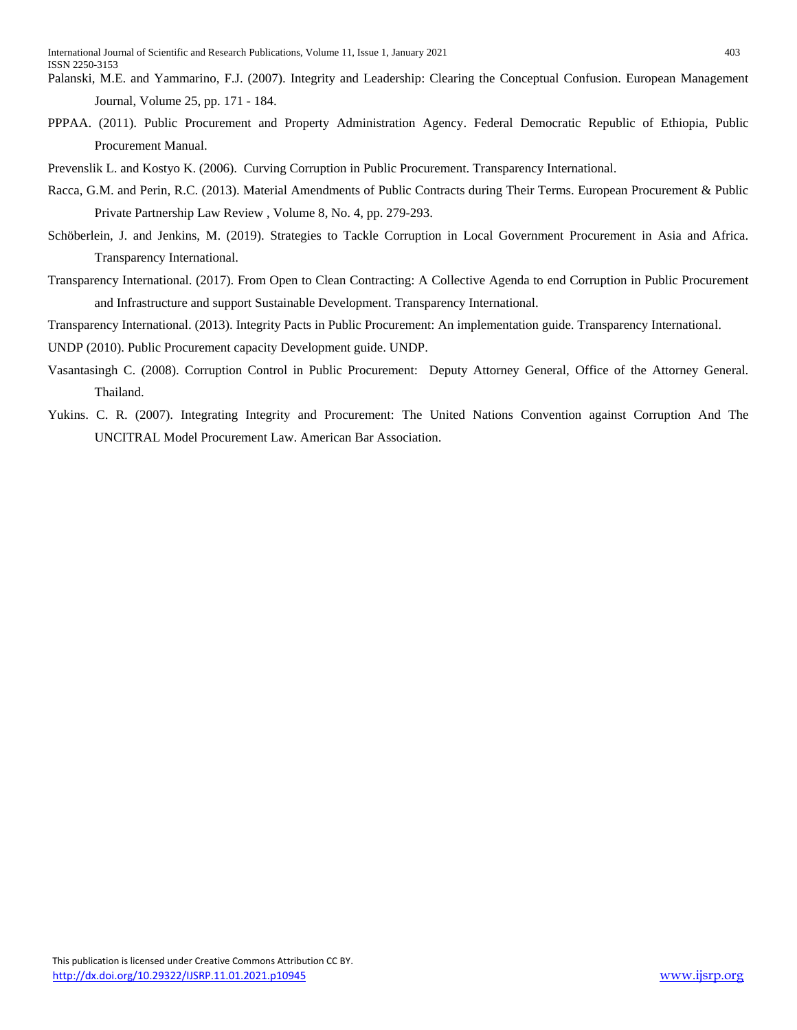Palanski, M.E. and Yammarino, F.J. (2007). Integrity and Leadership: Clearing the Conceptual Confusion. European Management Journal, Volume 25, pp. 171 - 184.

PPPAA. (2011). Public Procurement and Property Administration Agency. Federal Democratic Republic of Ethiopia, Public Procurement Manual.

Prevenslik L. and Kostyo K. (2006). Curving Corruption in Public Procurement. Transparency International.

Racca, G.M. and Perin, R.C. (2013). Material Amendments of Public Contracts during Their Terms. European Procurement & Public Private Partnership Law Review , Volume 8, No. 4, pp. 279-293.

Schöberlein, J. and Jenkins, M. (2019). Strategies to Tackle Corruption in Local Government Procurement in Asia and Africa. Transparency International.

Transparency International. (2017). From Open to Clean Contracting: A Collective Agenda to end Corruption in Public Procurement and Infrastructure and support Sustainable Development. Transparency International.

Transparency International. (2013). Integrity Pacts in Public Procurement: An implementation guide. Transparency International.

UNDP (2010). Public Procurement capacity Development guide. UNDP.

Vasantasingh C. (2008). Corruption Control in Public Procurement: Deputy Attorney General, Office of the Attorney General. Thailand.

Yukins. C. R. (2007). Integrating Integrity and Procurement: The United Nations Convention against Corruption And The UNCITRAL Model Procurement Law. American Bar Association.

This publication is licensed under Creative Commons Attribution CC BY.
http://dx.doi.org/10.29322/IJSRP.11.01.2021.p10945